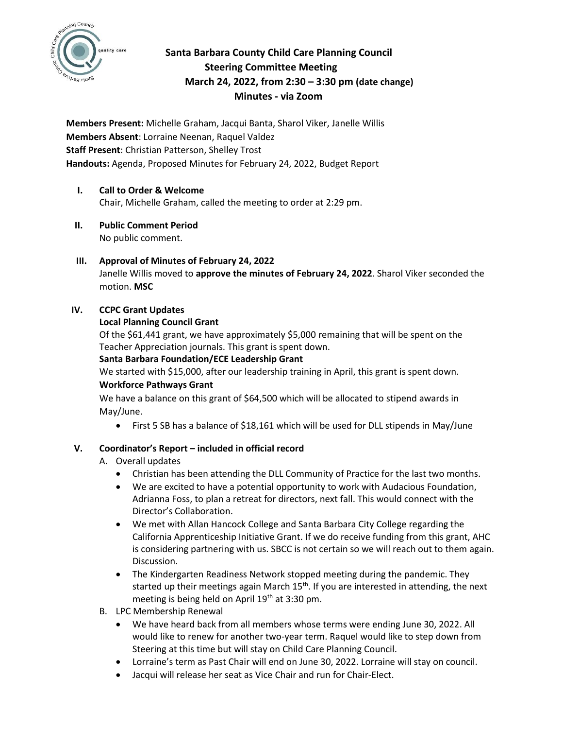# Santa Barbara County Child Care Planning Council
## Steering Committee Meeting
## March 24, 2022, from 2:30 – 3:30 pm (date change)
## Minutes - via Zoom

**Members Present:** Michelle Graham, Jacqui Banta, Sharol Viker, Janelle Willis
**Members Absent**: Lorraine Neenan, Raquel Valdez
**Staff Present**: Christian Patterson, Shelley Trost
**Handouts:** Agenda, Proposed Minutes for February 24, 2022, Budget Report

**I. Call to Order & Welcome**

Chair, Michelle Graham, called the meeting to order at 2:29 pm.

**II. Public Comment Period**

No public comment.

**III. Approval of Minutes of February 24, 2022**

Janelle Willis moved to **approve the minutes of February 24, 2022**. Sharol Viker seconded the motion. **MSC**

**IV. CCPC Grant Updates**

**Local Planning Council Grant**

Of the $61,441 grant, we have approximately $5,000 remaining that will be spent on the Teacher Appreciation journals. This grant is spent down.

**Santa Barbara Foundation/ECE Leadership Grant**

We started with $15,000, after our leadership training in April, this grant is spent down.

**Workforce Pathways Grant**

We have a balance on this grant of $64,500 which will be allocated to stipend awards in May/June.

- First 5 SB has a balance of $18,161 which will be used for DLL stipends in May/June

**V. Coordinator's Report – included in official record**

A. Overall updates

- Christian has been attending the DLL Community of Practice for the last two months.
- We are excited to have a potential opportunity to work with Audacious Foundation, Adrianna Foss, to plan a retreat for directors, next fall. This would connect with the Director's Collaboration.
- We met with Allan Hancock College and Santa Barbara City College regarding the California Apprenticeship Initiative Grant. If we do receive funding from this grant, AHC is considering partnering with us. SBCC is not certain so we will reach out to them again. Discussion.
- The Kindergarten Readiness Network stopped meeting during the pandemic. They started up their meetings again March 15th. If you are interested in attending, the next meeting is being held on April 19th at 3:30 pm.

B. LPC Membership Renewal

- We have heard back from all members whose terms were ending June 30, 2022. All would like to renew for another two-year term. Raquel would like to step down from Steering at this time but will stay on Child Care Planning Council.
- Lorraine's term as Past Chair will end on June 30, 2022. Lorraine will stay on council.
- Jacqui will release her seat as Vice Chair and run for Chair-Elect.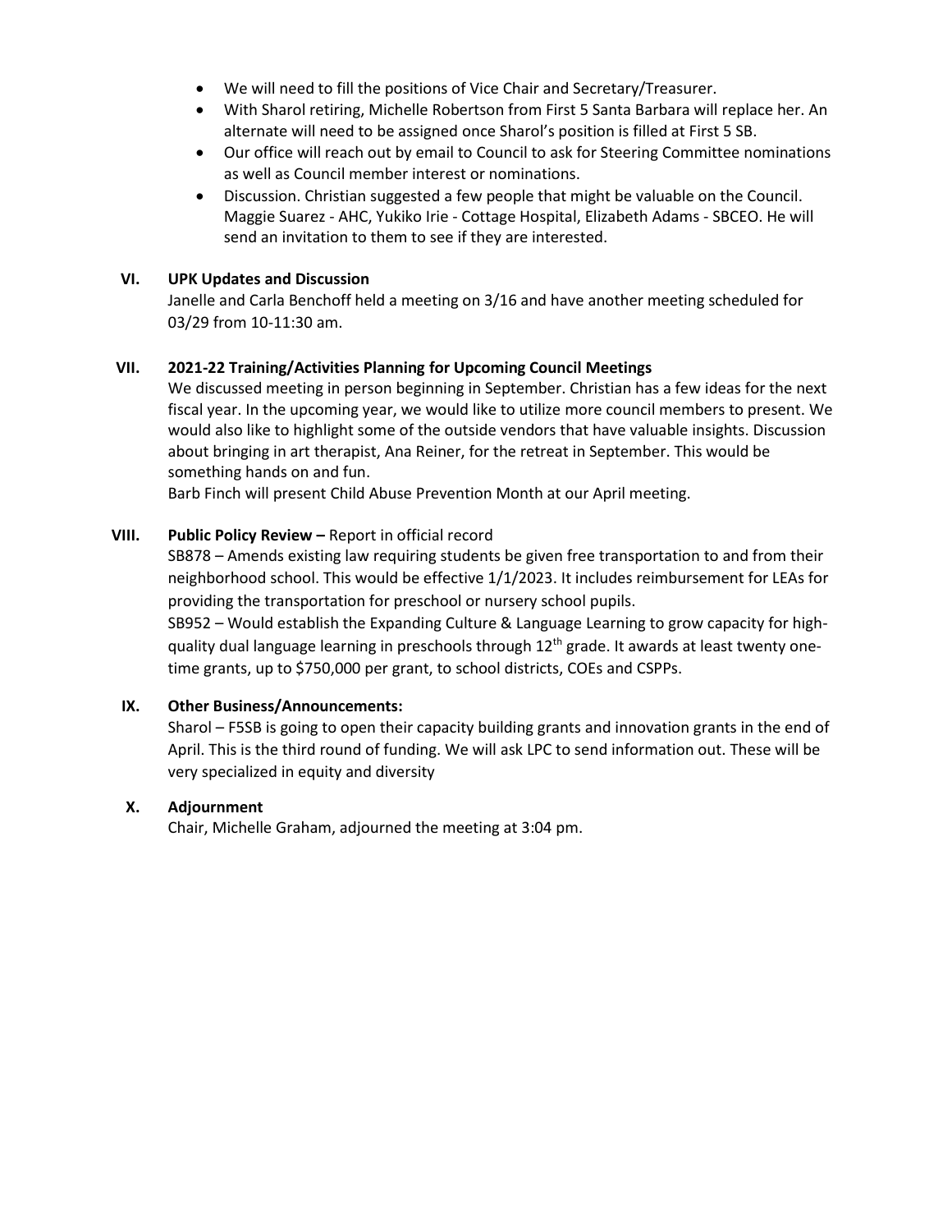- We will need to fill the positions of Vice Chair and Secretary/Treasurer.
- With Sharol retiring, Michelle Robertson from First 5 Santa Barbara will replace her. An alternate will need to be assigned once Sharol's position is filled at First 5 SB.
- Our office will reach out by email to Council to ask for Steering Committee nominations as well as Council member interest or nominations.
- Discussion. Christian suggested a few people that might be valuable on the Council. Maggie Suarez - AHC, Yukiko Irie - Cottage Hospital, Elizabeth Adams - SBCEO. He will send an invitation to them to see if they are interested.

**VI. UPK Updates and Discussion**

Janelle and Carla Benchoff held a meeting on 3/16 and have another meeting scheduled for 03/29 from 10-11:30 am.

**VII. 2021-22 Training/Activities Planning for Upcoming Council Meetings**

We discussed meeting in person beginning in September. Christian has a few ideas for the next fiscal year. In the upcoming year, we would like to utilize more council members to present. We would also like to highlight some of the outside vendors that have valuable insights. Discussion about bringing in art therapist, Ana Reiner, for the retreat in September. This would be something hands on and fun.

Barb Finch will present Child Abuse Prevention Month at our April meeting.

**VIII. Public Policy Review –** Report in official record

SB878 – Amends existing law requiring students be given free transportation to and from their neighborhood school. This would be effective 1/1/2023. It includes reimbursement for LEAs for providing the transportation for preschool or nursery school pupils.

SB952 – Would establish the Expanding Culture & Language Learning to grow capacity for high-quality dual language learning in preschools through 12th grade. It awards at least twenty one-time grants, up to $750,000 per grant, to school districts, COEs and CSPPs.

**IX. Other Business/Announcements:**

Sharol – F5SB is going to open their capacity building grants and innovation grants in the end of April. This is the third round of funding. We will ask LPC to send information out. These will be very specialized in equity and diversity

**X. Adjournment**

Chair, Michelle Graham, adjourned the meeting at 3:04 pm.